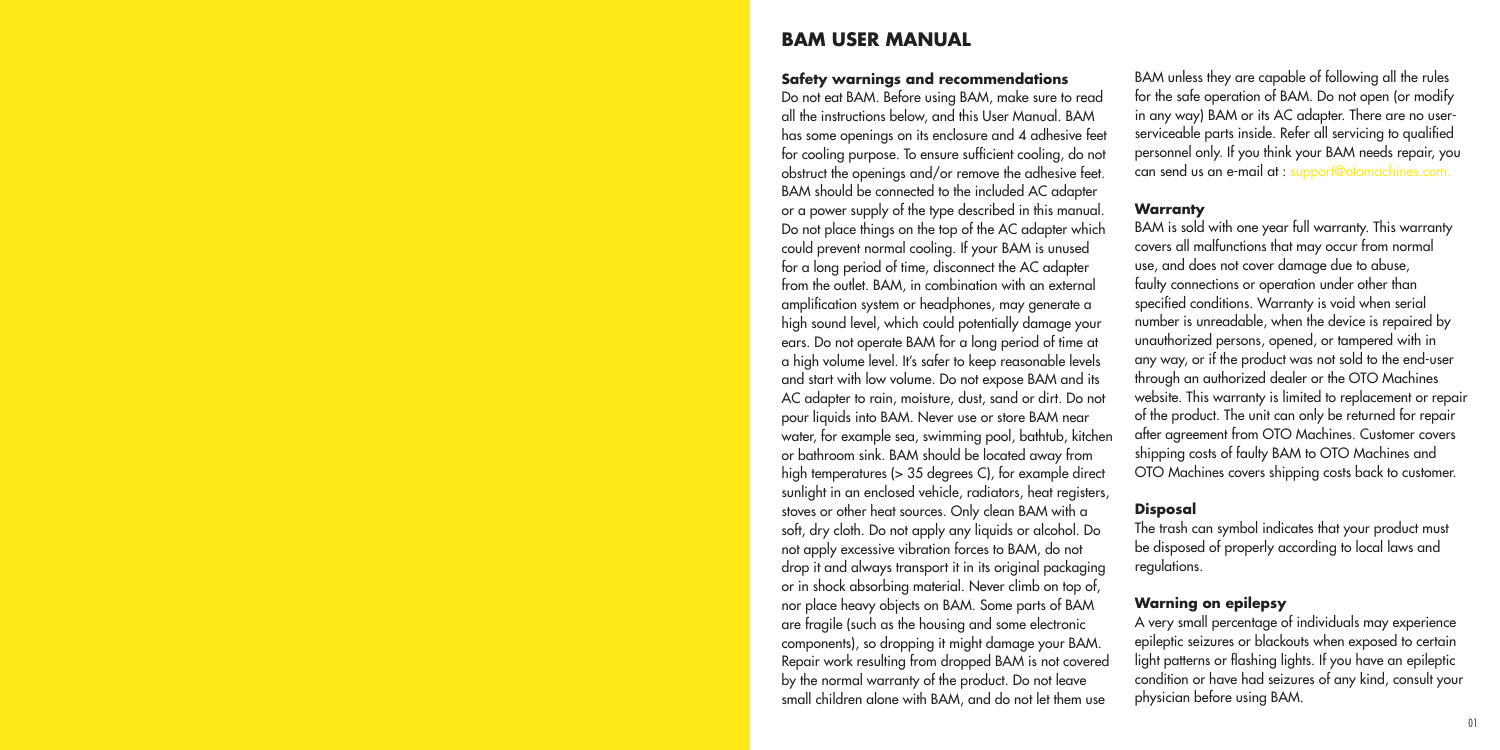# BAM USER MANUAL

### Safety warnings and recommendations

Do not eat BAM. Before using BAM, make sure to read all the instructions below, and this User Manual. BAM has some openings on its enclosure and 4 adhesive feet for cooling purpose. To ensure sufficient cooling, do not obstruct the openings and/or remove the adhesive feet. BAM should be connected to the included AC adapter or a power supply of the type described in this manual. Do not place things on the top of the AC adapter which could prevent normal cooling. If your BAM is unused for a long period of time, disconnect the AC adapter from the outlet. BAM, in combination with an external amplification system or headphones, may generate a high sound level, which could potentially damage your ears. Do not operate BAM for a long period of time at a high volume level. It's safer to keep reasonable levels and start with low volume. Do not expose BAM and its AC adapter to rain, moisture, dust, sand or dirt. Do not pour liquids into BAM. Never use or store BAM near water, for example sea, swimming pool, bathtub, kitchen or bathroom sink. BAM should be located away from high temperatures (> 35 degrees C), for example direct sunlight in an enclosed vehicle, radiators, heat registers, stoves or other heat sources. Only clean BAM with a soft, dry cloth. Do not apply any liquids or alcohol. Do not apply excessive vibration forces to BAM, do not drop it and always transport it in its original packaging or in shock absorbing material. Never climb on top of, nor place heavy objects on BAM. Some parts of BAM are fragile (such as the housing and some electronic components), so dropping it might damage your BAM. Repair work resulting from dropped BAM is not covered by the normal warranty of the product. Do not leave small children alone with BAM, and do not let them use BAM unless they are capable of following all the rules for the safe operation of BAM. Do not open (or modify in any way) BAM or its AC adapter. There are no user-serviceable parts inside. Refer all servicing to qualified personnel only. If you think your BAM needs repair, you can send us an e-mail at : support@otomachines.com.

### Warranty

BAM is sold with one year full warranty. This warranty covers all malfunctions that may occur from normal use, and does not cover damage due to abuse, faulty connections or operation under other than specified conditions. Warranty is void when serial number is unreadable, when the device is repaired by unauthorized persons, opened, or tampered with in any way, or if the product was not sold to the end-user through an authorized dealer or the OTO Machines website. This warranty is limited to replacement or repair of the product. The unit can only be returned for repair after agreement from OTO Machines. Customer covers shipping costs of faulty BAM to OTO Machines and OTO Machines covers shipping costs back to customer.

### Disposal

The trash can symbol indicates that your product must be disposed of properly according to local laws and regulations.

### Warning on epilepsy

A very small percentage of individuals may experience epileptic seizures or blackouts when exposed to certain light patterns or flashing lights. If you have an epileptic condition or have had seizures of any kind, consult your physician before using BAM.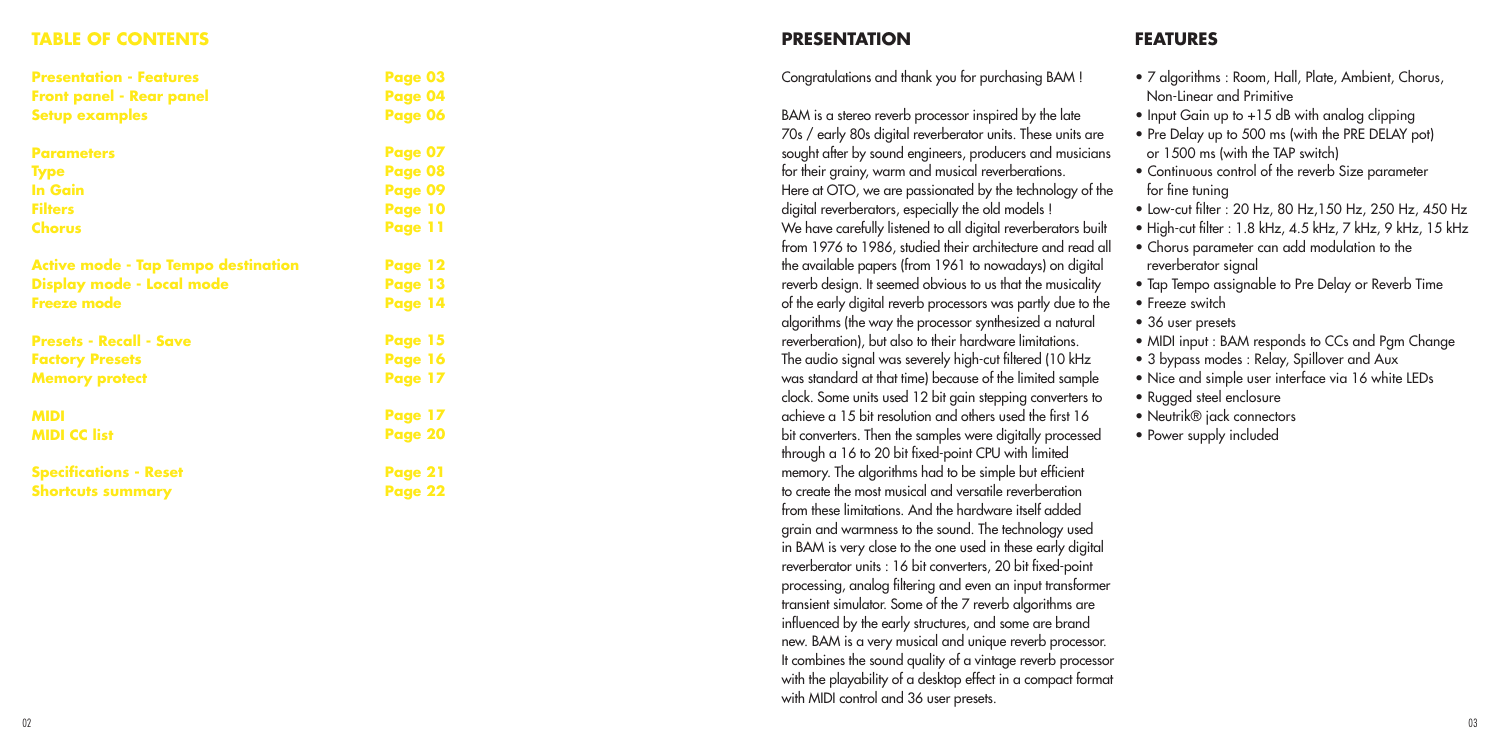## TABLE OF CONTENTS

| | |
|---|---|
| **Presentation - Features** | **Page 03** |
| **Front panel - Rear panel** | **Page 04** |
| **Setup examples** | **Page 06** |
| **Parameters** | **Page 07** |
| **Type** | **Page 08** |
| **In Gain** | **Page 09** |
| **Filters** | **Page 10** |
| **Chorus** | **Page 11** |
| **Active mode - Tap Tempo destination** | **Page 12** |
| **Display mode - Local mode** | **Page 13** |
| **Freeze mode** | **Page 14** |
| **Presets - Recall - Save** | **Page 15** |
| **Factory Presets** | **Page 16** |
| **Memory protect** | **Page 17** |
| **MIDI** | **Page 17** |
| **MIDI CC list** | **Page 20** |
| **Specifications - Reset** | **Page 21** |
| **Shortcuts summary** | **Page 22** |

## PRESENTATION

Congratulations and thank you for purchasing BAM !

BAM is a stereo reverb processor inspired by the late 70s / early 80s digital reverberator units. These units are sought after by sound engineers, producers and musicians for their grainy, warm and musical reverberations.
Here at OTO, we are passionated by the technology of the digital reverberators, especially the old models !
We have carefully listened to all digital reverberators built from 1976 to 1986, studied their architecture and read all the available papers (from 1961 to nowadays) on digital reverb design. It seemed obvious to us that the musicality of the early digital reverb processors was partly due to the algorithms (the way the processor synthesized a natural reverberation), but also to their hardware limitations.
The audio signal was severely high-cut filtered (10 kHz was standard at that time) because of the limited sample clock. Some units used 12 bit gain stepping converters to achieve a 15 bit resolution and others used the first 16 bit converters. Then the samples were digitally processed through a 16 to 20 bit fixed-point CPU with limited memory. The algorithms had to be simple but efficient to create the most musical and versatile reverberation from these limitations. And the hardware itself added grain and warmness to the sound. The technology used in BAM is very close to the one used in these early digital reverberator units : 16 bit converters, 20 bit fixed-point processing, analog filtering and even an input transformer transient simulator. Some of the 7 reverb algorithms are influenced by the early structures, and some are brand new. BAM is a very musical and unique reverb processor. It combines the sound quality of a vintage reverb processor with the playability of a desktop effect in a compact format with MIDI control and 36 user presets.

## FEATURES

- 7 algorithms : Room, Hall, Plate, Ambient, Chorus, Non-Linear and Primitive
- Input Gain up to +15 dB with analog clipping
- Pre Delay up to 500 ms (with the PRE DELAY pot) or 1500 ms (with the TAP switch)
- Continuous control of the reverb Size parameter for fine tuning
- Low-cut filter : 20 Hz, 80 Hz,150 Hz, 250 Hz, 450 Hz
- High-cut filter : 1.8 kHz, 4.5 kHz, 7 kHz, 9 kHz, 15 kHz
- Chorus parameter can add modulation to the reverberator signal
- Tap Tempo assignable to Pre Delay or Reverb Time
- Freeze switch
- 36 user presets
- MIDI input : BAM responds to CCs and Pgm Change
- 3 bypass modes : Relay, Spillover and Aux
- Nice and simple user interface via 16 white LEDs
- Rugged steel enclosure
- Neutrik® jack connectors
- Power supply included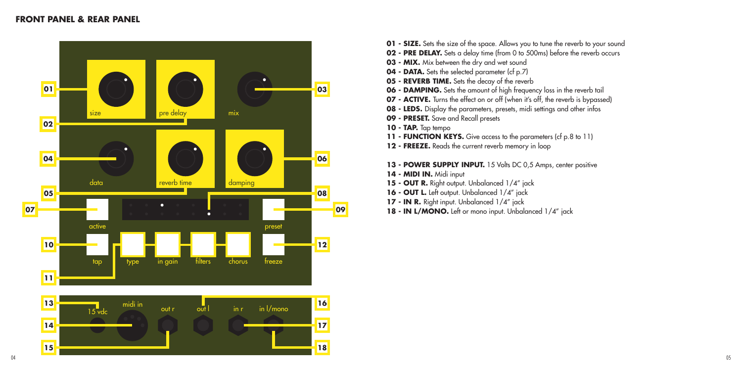## FRONT PANEL & REAR PANEL

**01 - SIZE.** Sets the size of the space. Allows you to tune the reverb to your sound
**02 - PRE DELAY.** Sets a delay time (from 0 to 500ms) before the reverb occurs
**03 - MIX.** Mix between the dry and wet sound
**04 - DATA.** Sets the selected parameter (cf p.7)
**05 - REVERB TIME.** Sets the decay of the reverb
**06 - DAMPING.** Sets the amount of high frequency loss in the reverb tail
**07 - ACTIVE.** Turns the effect on or off (when it's off, the reverb is bypassed)
**08 - LEDS.** Display the parameters, presets, midi settings and other infos
**09 - PRESET.** Save and Recall presets
**10 - TAP.** Tap tempo
**11 - FUNCTION KEYS.** Give access to the parameters (cf p.8 to 11)
**12 - FREEZE.** Reads the current reverb memory in loop

**13 - POWER SUPPLY INPUT.** 15 Volts DC 0,5 Amps, center positive
**14 - MIDI IN.** Midi input
**15 - OUT R.** Right output. Unbalanced 1/4" jack
**16 - OUT L.** Left output. Unbalanced 1/4" jack
**17 - IN R.** Right input. Unbalanced 1/4" jack
**18 - IN L/MONO.** Left or mono input. Unbalanced 1/4" jack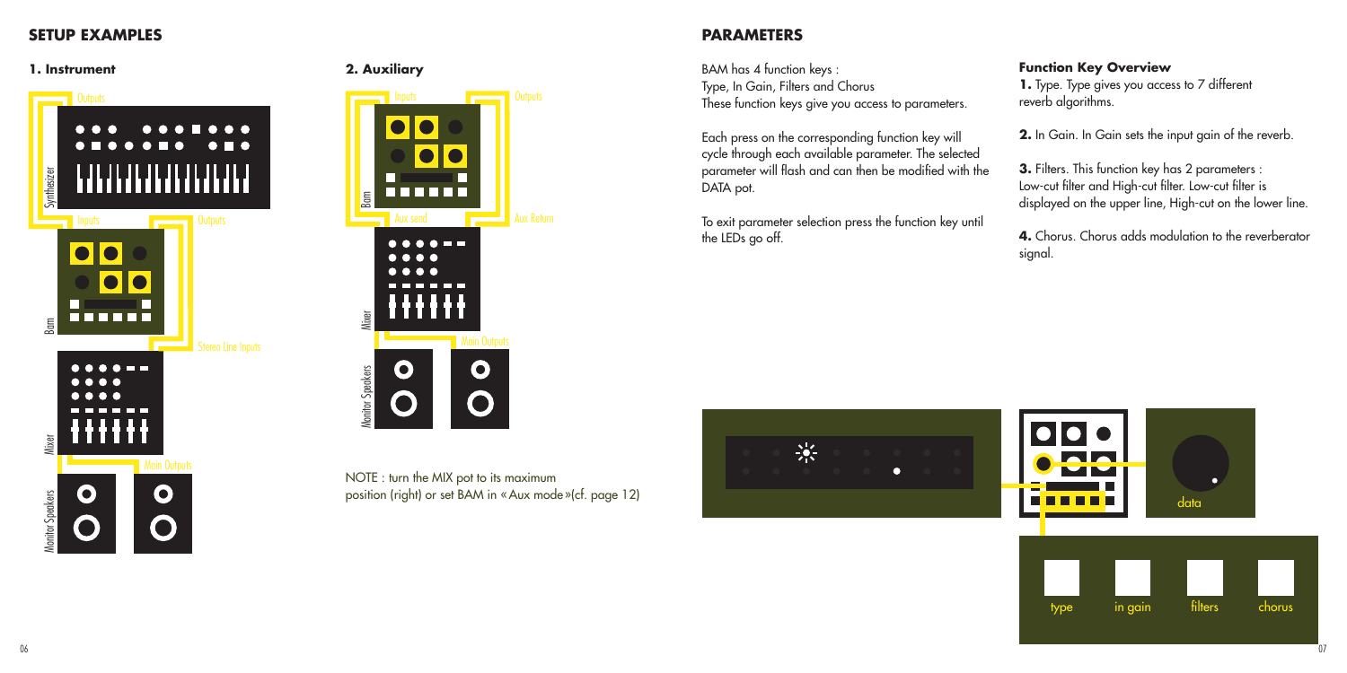## SETUP EXAMPLES

### 1. Instrument

Outputs

Synthesizer

Inputs

Outputs

Bam

Stereo Line Inputs

Mixer

Main Outputs

Monitor Speakers

### 2. Auxiliary

Inputs

Outputs

Bam

Aux send

Aux Return

Mixer

Main Outputs

Monitor Speakers

NOTE : turn the MIX pot to its maximum position (right) or set BAM in « Aux mode »(cf. page 12)

## PARAMETERS

BAM has 4 function keys :
Type, In Gain, Filters and Chorus
These function keys give you access to parameters.

Each press on the corresponding function key will cycle through each available parameter. The selected parameter will flash and can then be modified with the DATA pot.

To exit parameter selection press the function key until the LEDs go off.

#### Function Key Overview

**1.** Type. Type gives you access to 7 different reverb algorithms.

**2.** In Gain. In Gain sets the input gain of the reverb.

**3.** Filters. This function key has 2 parameters : Low-cut filter and High-cut filter. Low-cut filter is displayed on the upper line, High-cut on the lower line.

**4.** Chorus. Chorus adds modulation to the reverberator signal.

data

type | in gain | filters | chorus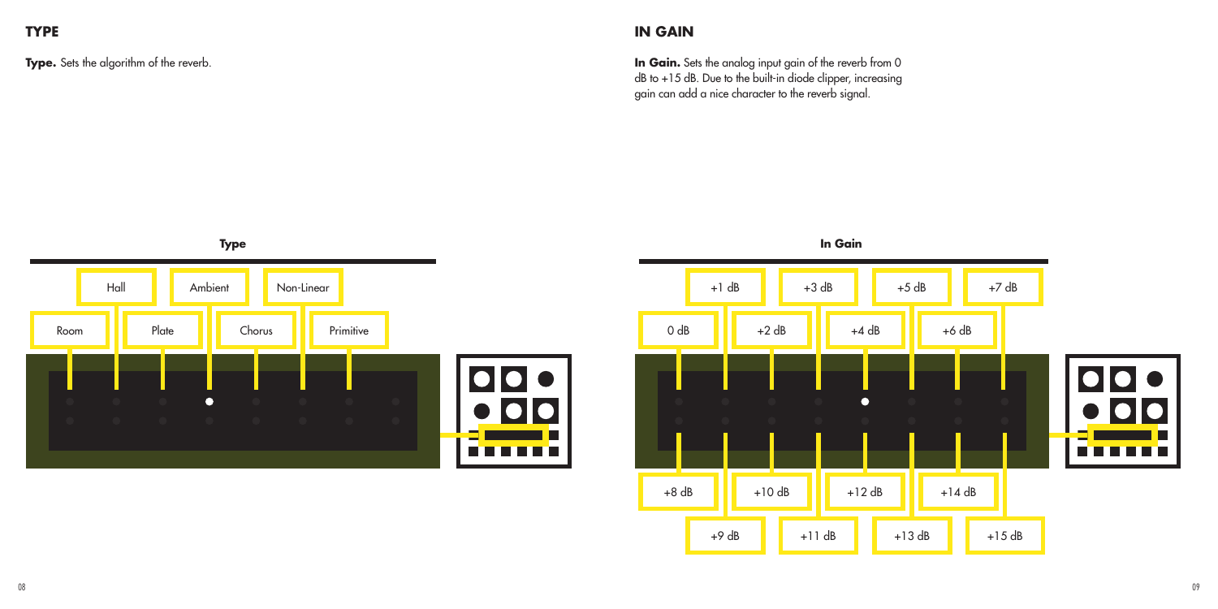## TYPE

**Type.** Sets the algorithm of the reverb.

**Type**

Room, Hall, Plate, Ambient, Chorus, Non-Linear, Primitive

## IN GAIN

**In Gain.** Sets the analog input gain of the reverb from 0 dB to +15 dB. Due to the built-in diode clipper, increasing gain can add a nice character to the reverb signal.

**In Gain**

0 dB, +1 dB, +2 dB, +3 dB, +4 dB, +5 dB, +6 dB, +7 dB

+8 dB, +9 dB, +10 dB, +11 dB, +12 dB, +13 dB, +14 dB, +15 dB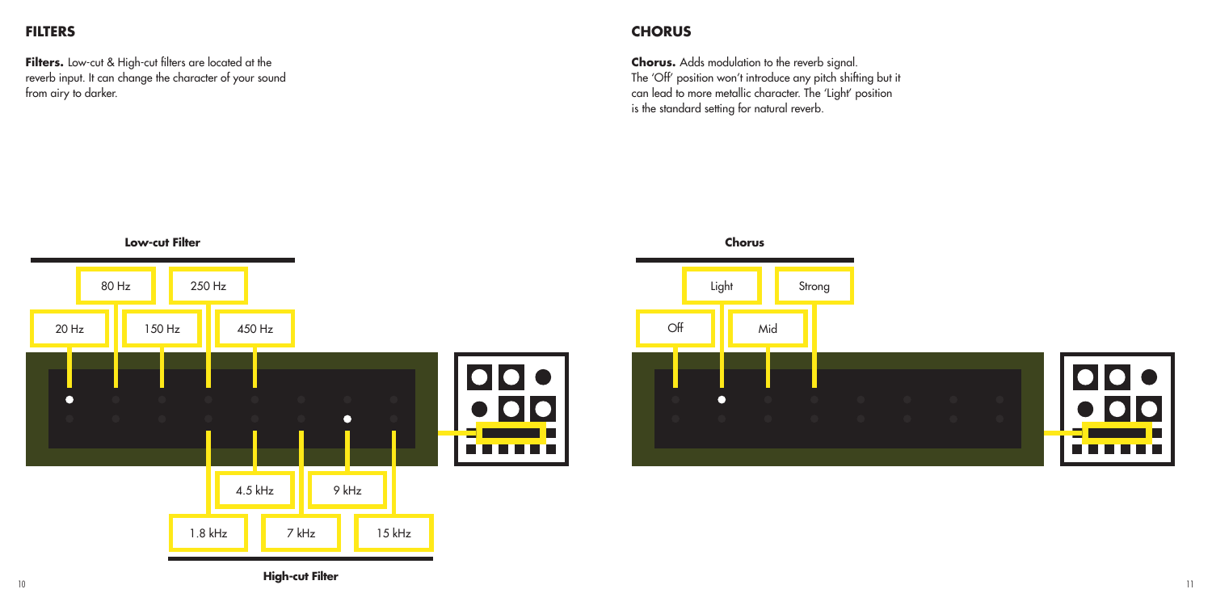## FILTERS

**Filters.** Low-cut & High-cut filters are located at the reverb input. It can change the character of your sound from airy to darker.

**Low-cut Filter**

20 Hz, 80 Hz, 150 Hz, 250 Hz, 450 Hz

**High-cut Filter**

1.8 kHz, 4.5 kHz, 7 kHz, 9 kHz, 15 kHz

## CHORUS

**Chorus.** Adds modulation to the reverb signal. The 'Off' position won't introduce any pitch shifting but it can lead to more metallic character. The 'Light' position is the standard setting for natural reverb.

**Chorus**

Off, Light, Mid, Strong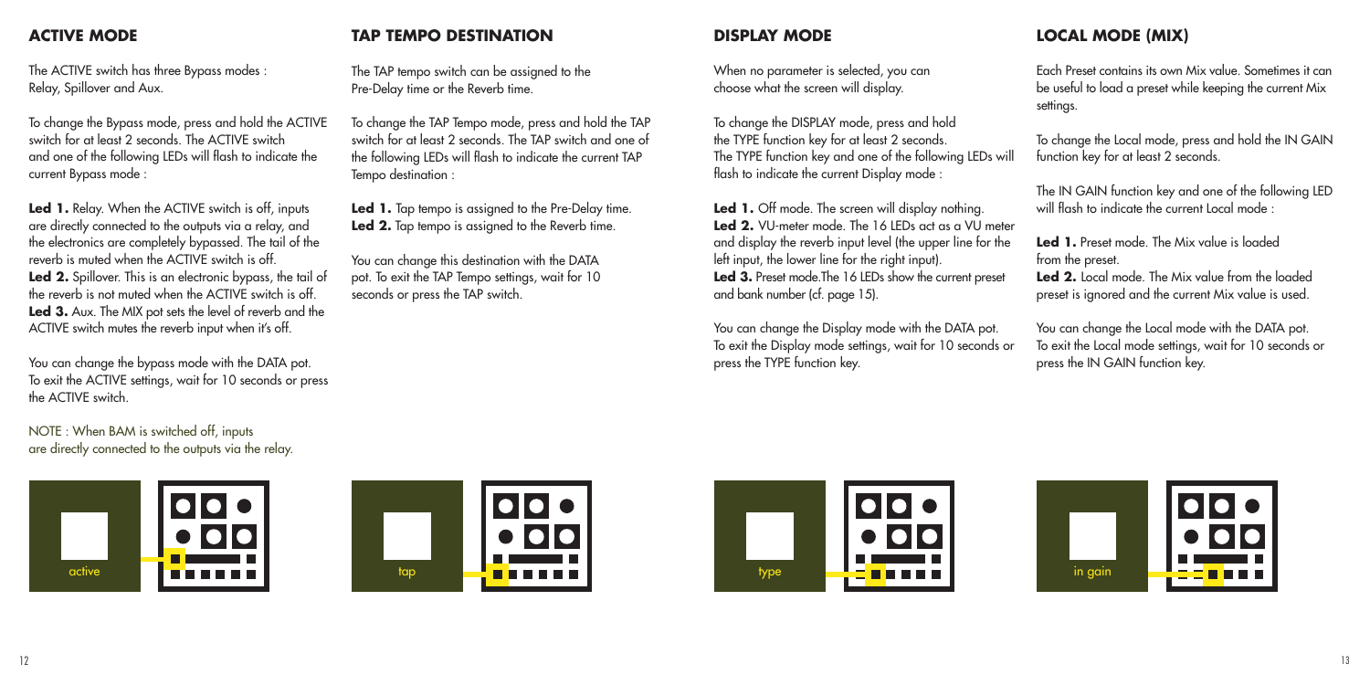## ACTIVE MODE

The ACTIVE switch has three Bypass modes : Relay, Spillover and Aux.

To change the Bypass mode, press and hold the ACTIVE switch for at least 2 seconds. The ACTIVE switch and one of the following LEDs will flash to indicate the current Bypass mode :

**Led 1.** Relay. When the ACTIVE switch is off, inputs are directly connected to the outputs via a relay, and the electronics are completely bypassed. The tail of the reverb is muted when the ACTIVE switch is off.
**Led 2.** Spillover. This is an electronic bypass, the tail of the reverb is not muted when the ACTIVE switch is off.
**Led 3.** Aux. The MIX pot sets the level of reverb and the ACTIVE switch mutes the reverb input when it's off.

You can change the bypass mode with the DATA pot. To exit the ACTIVE settings, wait for 10 seconds or press the ACTIVE switch.

NOTE : When BAM is switched off, inputs are directly connected to the outputs via the relay.

active

## TAP TEMPO DESTINATION

The TAP tempo switch can be assigned to the Pre-Delay time or the Reverb time.

To change the TAP Tempo mode, press and hold the TAP switch for at least 2 seconds. The TAP switch and one of the following LEDs will flash to indicate the current TAP Tempo destination :

**Led 1.** Tap tempo is assigned to the Pre-Delay time.
**Led 2.** Tap tempo is assigned to the Reverb time.

You can change this destination with the DATA pot. To exit the TAP Tempo settings, wait for 10 seconds or press the TAP switch.

tap

## DISPLAY MODE

When no parameter is selected, you can choose what the screen will display.

To change the DISPLAY mode, press and hold the TYPE function key for at least 2 seconds. The TYPE function key and one of the following LEDs will flash to indicate the current Display mode :

**Led 1.** Off mode. The screen will display nothing.
**Led 2.** VU-meter mode. The 16 LEDs act as a VU meter and display the reverb input level (the upper line for the left input, the lower line for the right input).
**Led 3.** Preset mode.The 16 LEDs show the current preset and bank number (cf. page 15).

You can change the Display mode with the DATA pot. To exit the Display mode settings, wait for 10 seconds or press the TYPE function key.

type

## LOCAL MODE (MIX)

Each Preset contains its own Mix value. Sometimes it can be useful to load a preset while keeping the current Mix settings.

To change the Local mode, press and hold the IN GAIN function key for at least 2 seconds.

The IN GAIN function key and one of the following LED will flash to indicate the current Local mode :

**Led 1.** Preset mode. The Mix value is loaded from the preset.
**Led 2.** Local mode. The Mix value from the loaded preset is ignored and the current Mix value is used.

You can change the Local mode with the DATA pot. To exit the Local mode settings, wait for 10 seconds or press the IN GAIN function key.

in gain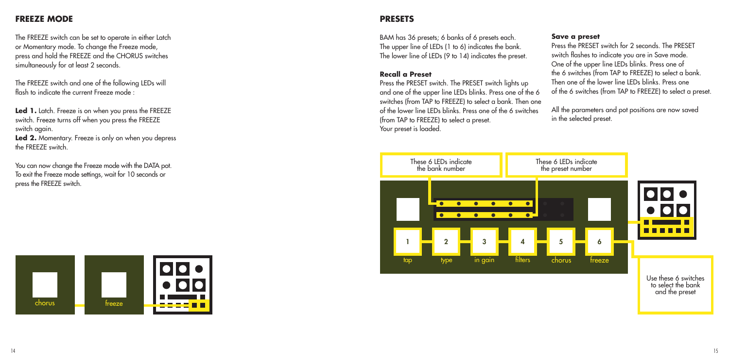## FREEZE MODE

The FREEZE switch can be set to operate in either Latch or Momentary mode. To change the Freeze mode, press and hold the FREEZE and the CHORUS switches simultaneously for at least 2 seconds.

The FREEZE switch and one of the following LEDs will flash to indicate the current Freeze mode :

**Led 1.** Latch. Freeze is on when you press the FREEZE switch. Freeze turns off when you press the FREEZE switch again.
**Led 2.** Momentary. Freeze is only on when you depress the FREEZE switch.

You can now change the Freeze mode with the DATA pot. To exit the Freeze mode settings, wait for 10 seconds or press the FREEZE switch.

chorus freeze

## PRESETS

BAM has 36 presets; 6 banks of 6 presets each.
The upper line of LEDs (1 to 6) indicates the bank.
The lower line of LEDs (9 to 14) indicates the preset.

### Recall a Preset

Press the PRESET switch. The PRESET switch lights up and one of the upper line LEDs blinks. Press one of the 6 switches (from TAP to FREEZE) to select a bank. Then one of the lower line LEDs blinks. Press one of the 6 switches (from TAP to FREEZE) to select a preset.
Your preset is loaded.

### Save a preset

Press the PRESET switch for 2 seconds. The PRESET switch flashes to indicate you are in Save mode. One of the upper line LEDs blinks. Press one of the 6 switches (from TAP to FREEZE) to select a bank. Then one of the lower line LEDs blinks. Press one of the 6 switches (from TAP to FREEZE) to select a preset.

All the parameters and pot positions are now saved in the selected preset.

These 6 LEDs indicate the bank number

These 6 LEDs indicate the preset number

1 tap 2 type 3 in gain 4 filters 5 chorus 6 freeze

Use these 6 switches to select the bank and the preset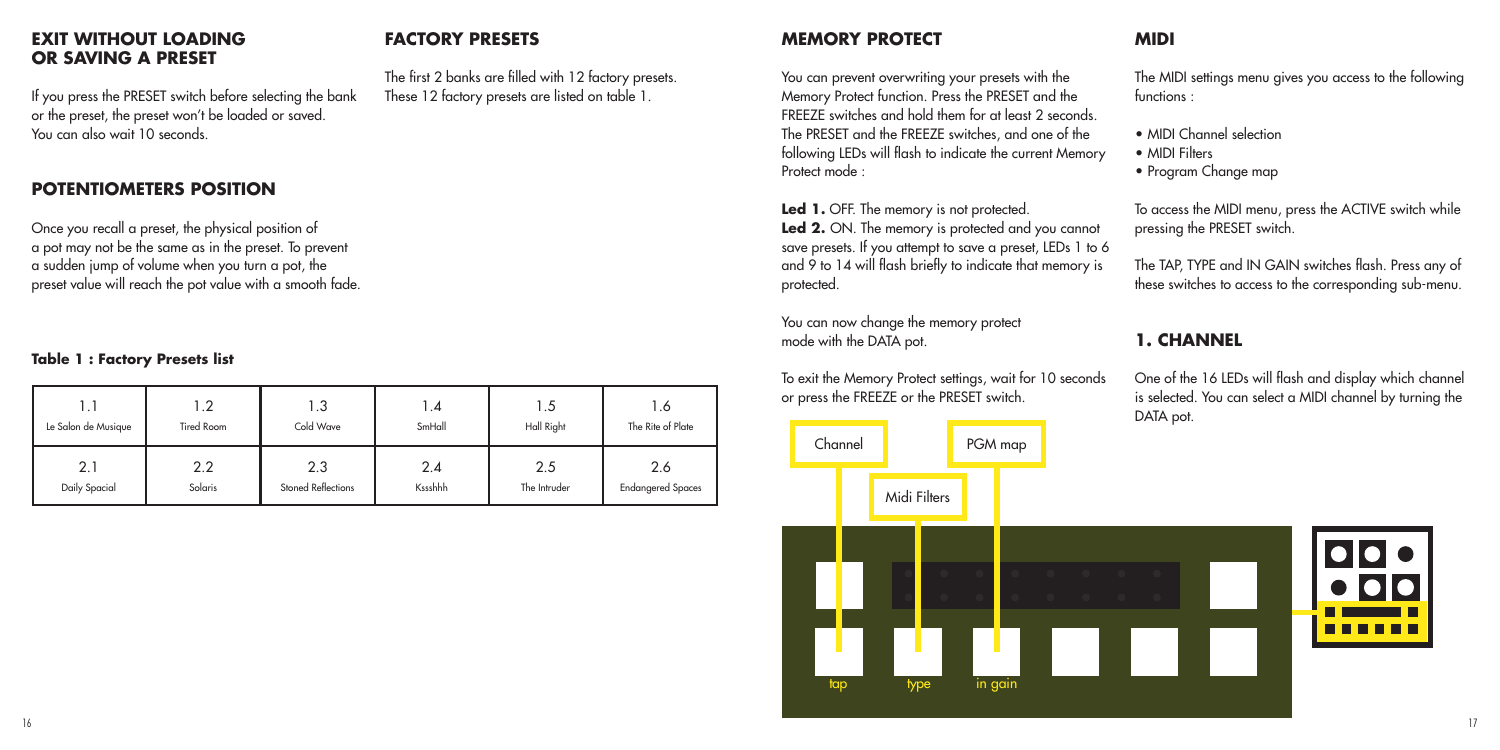## EXIT WITHOUT LOADING OR SAVING A PRESET

If you press the PRESET switch before selecting the bank or the preset, the preset won't be loaded or saved. You can also wait 10 seconds.

## POTENTIOMETERS POSITION

Once you recall a preset, the physical position of a pot may not be the same as in the preset. To prevent a sudden jump of volume when you turn a pot, the preset value will reach the pot value with a smooth fade.

## FACTORY PRESETS

The first 2 banks are filled with 12 factory presets. These 12 factory presets are listed on table 1.

**Table 1 : Factory Presets list**

| 1.1 | 1.2 | 1.3 | 1.4 | 1.5 | 1.6 |
|---|---|---|---|---|---|
| Le Salon de Musique | Tired Room | Cold Wave | SmHall | Hall Right | The Rite of Plate |
| 2.1 | 2.2 | 2.3 | 2.4 | 2.5 | 2.6 |
| Daily Spacial | Solaris | Stoned Reflections | Kssshhh | The Intruder | Endangered Spaces |

## MEMORY PROTECT

You can prevent overwriting your presets with the Memory Protect function. Press the PRESET and the FREEZE switches and hold them for at least 2 seconds. The PRESET and the FREEZE switches, and one of the following LEDs will flash to indicate the current Memory Protect mode :

**Led 1.** OFF. The memory is not protected.
**Led 2.** ON. The memory is protected and you cannot save presets. If you attempt to save a preset, LEDs 1 to 6 and 9 to 14 will flash briefly to indicate that memory is protected.

You can now change the memory protect mode with the DATA pot.

To exit the Memory Protect settings, wait for 10 seconds or press the FREEZE or the PRESET switch.

Channel

PGM map

Midi Filters

tap

type

in gain

## MIDI

The MIDI settings menu gives you access to the following functions :

- MIDI Channel selection
- MIDI Filters
- Program Change map

To access the MIDI menu, press the ACTIVE switch while pressing the PRESET switch.

The TAP, TYPE and IN GAIN switches flash. Press any of these switches to access to the corresponding sub-menu.

## 1. CHANNEL

One of the 16 LEDs will flash and display which channel is selected. You can select a MIDI channel by turning the DATA pot.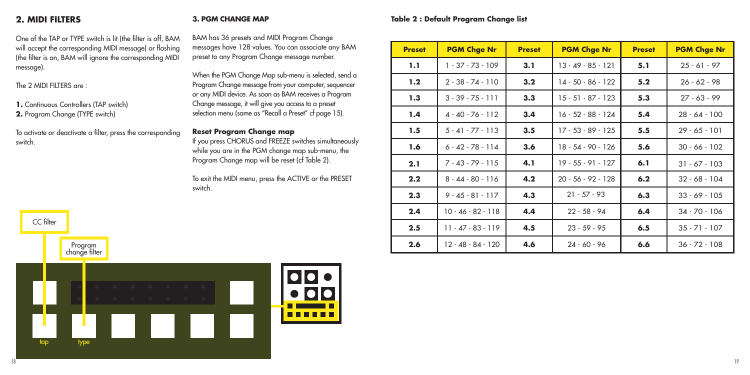## 2. MIDI FILTERS

One of the TAP or TYPE switch is lit (the filter is off, BAM will accept the corresponding MIDI message) or flashing (the filter is on, BAM will ignore the corresponding MIDI message).

The 2 MIDI FILTERS are :

**1.** Continuous Controllers (TAP switch)
**2.** Program Change (TYPE switch)

To activate or deactivate a filter, press the corresponding switch.

CC filter

Program change filter

tap type

### 3. PGM CHANGE MAP

BAM has 36 presets and MIDI Program Change messages have 128 values. You can associate any BAM preset to any Program Change message number.

When the PGM Change Map sub-menu is selected, send a Program Change message from your computer, sequencer or any MIDI device. As soon as BAM receives a Program Change message, it will give you access to a preset selection menu (same as "Recall a Preset" cf page 15).

**Reset Program Change map**

If you press CHORUS and FREEZE switches simultaneously while you are in the PGM change map sub-menu, the Program Change map will be reset (cf Table 2).

To exit the MIDI menu, press the ACTIVE or the PRESET switch.

**Table 2 : Default Program Change list**

| Preset | PGM Chge Nr | Preset | PGM Chge Nr | Preset | PGM Chge Nr |
|---|---|---|---|---|---|
| 1.1 | 1 - 37 - 73 - 109 | 3.1 | 13 - 49 - 85 - 121 | 5.1 | 25 - 61 - 97 |
| 1.2 | 2 - 38 - 74 - 110 | 3.2 | 14 - 50 - 86 - 122 | 5.2 | 26 - 62 - 98 |
| 1.3 | 3 - 39 - 75 - 111 | 3.3 | 15 - 51 - 87 - 123 | 5.3 | 27 - 63 - 99 |
| 1.4 | 4 - 40 - 76 - 112 | 3.4 | 16 - 52 - 88 - 124 | 5.4 | 28 - 64 - 100 |
| 1.5 | 5 - 41 - 77 - 113 | 3.5 | 17 - 53 - 89 - 125 | 5.5 | 29 - 65 - 101 |
| 1.6 | 6 - 42 - 78 - 114 | 3.6 | 18 - 54 - 90 - 126 | 5.6 | 30 - 66 - 102 |
| 2.1 | 7 - 43 - 79 - 115 | 4.1 | 19 - 55 - 91 - 127 | 6.1 | 31 - 67 - 103 |
| 2.2 | 8 - 44 - 80 - 116 | 4.2 | 20 - 56 - 92 - 128 | 6.2 | 32 - 68 - 104 |
| 2.3 | 9 - 45 - 81 - 117 | 4.3 | 21 - 57 - 93 | 6.3 | 33 - 69 - 105 |
| 2.4 | 10 - 46 - 82 - 118 | 4.4 | 22 - 58 - 94 | 6.4 | 34 - 70 - 106 |
| 2.5 | 11 - 47 - 83 - 119 | 4.5 | 23 - 59 - 95 | 6.5 | 35 - 71 - 107 |
| 2.6 | 12 - 48 - 84 - 120 | 4.6 | 24 - 60 - 96 | 6.6 | 36 - 72 - 108 |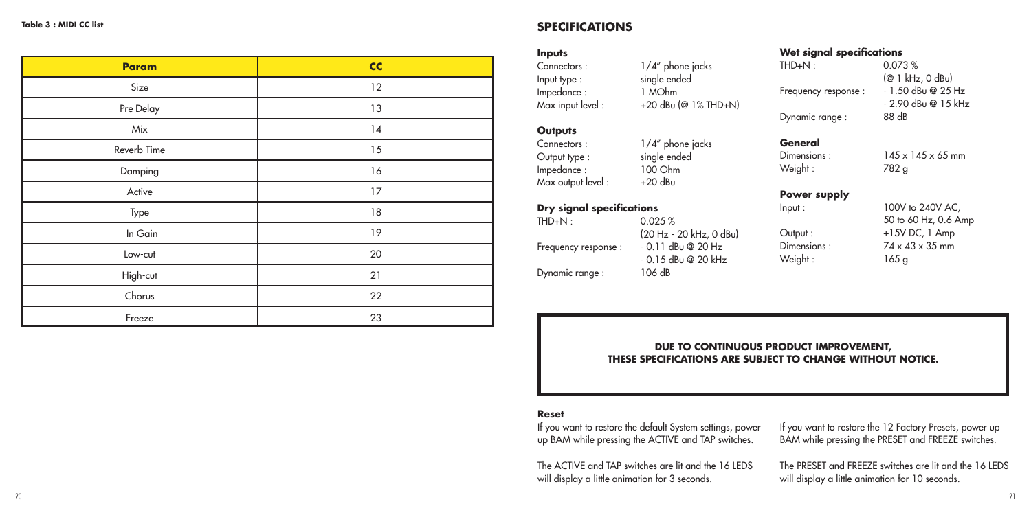**Table 3 : MIDI CC list**

| Param | CC |
|---|---|
| Size | 12 |
| Pre Delay | 13 |
| Mix | 14 |
| Reverb Time | 15 |
| Damping | 16 |
| Active | 17 |
| Type | 18 |
| In Gain | 19 |
| Low-cut | 20 |
| High-cut | 21 |
| Chorus | 22 |
| Freeze | 23 |

## SPECIFICATIONS

### Inputs

| | |
|---|---|
| Connectors : | 1/4" phone jacks |
| Input type : | single ended |
| Impedance : | 1 MOhm |
| Max input level : | +20 dBu (@ 1% THD+N) |

### Outputs

| | |
|---|---|
| Connectors : | 1/4" phone jacks |
| Output type : | single ended |
| Impedance : | 100 Ohm |
| Max output level : | +20 dBu |

### Dry signal specifications

| | |
|---|---|
| THD+N : | 0.025 % (20 Hz - 20 kHz, 0 dBu) |
| Frequency response : | - 0.11 dBu @ 20 Hz<br>- 0.15 dBu @ 20 kHz |
| Dynamic range : | 106 dB |

### Wet signal specifications

| | |
|---|---|
| THD+N : | 0.073 % (@ 1 kHz, 0 dBu) |
| Frequency response : | - 1.50 dBu @ 25 Hz<br>- 2.90 dBu @ 15 kHz |
| Dynamic range : | 88 dB |

### General

| | |
|---|---|
| Dimensions : | 145 x 145 x 65 mm |
| Weight : | 782 g |

### Power supply

| | |
|---|---|
| Input : | 100V to 240V AC, 50 to 60 Hz, 0.6 Amp |
| Output : | +15V DC, 1 Amp |
| Dimensions : | 74 x 43 x 35 mm |
| Weight : | 165 g |

**DUE TO CONTINUOUS PRODUCT IMPROVEMENT, THESE SPECIFICATIONS ARE SUBJECT TO CHANGE WITHOUT NOTICE.**

### Reset

If you want to restore the default System settings, power up BAM while pressing the ACTIVE and TAP switches.

The ACTIVE and TAP switches are lit and the 16 LEDS will display a little animation for 3 seconds.

If you want to restore the 12 Factory Presets, power up BAM while pressing the PRESET and FREEZE switches.

The PRESET and FREEZE switches are lit and the 16 LEDS will display a little animation for 10 seconds.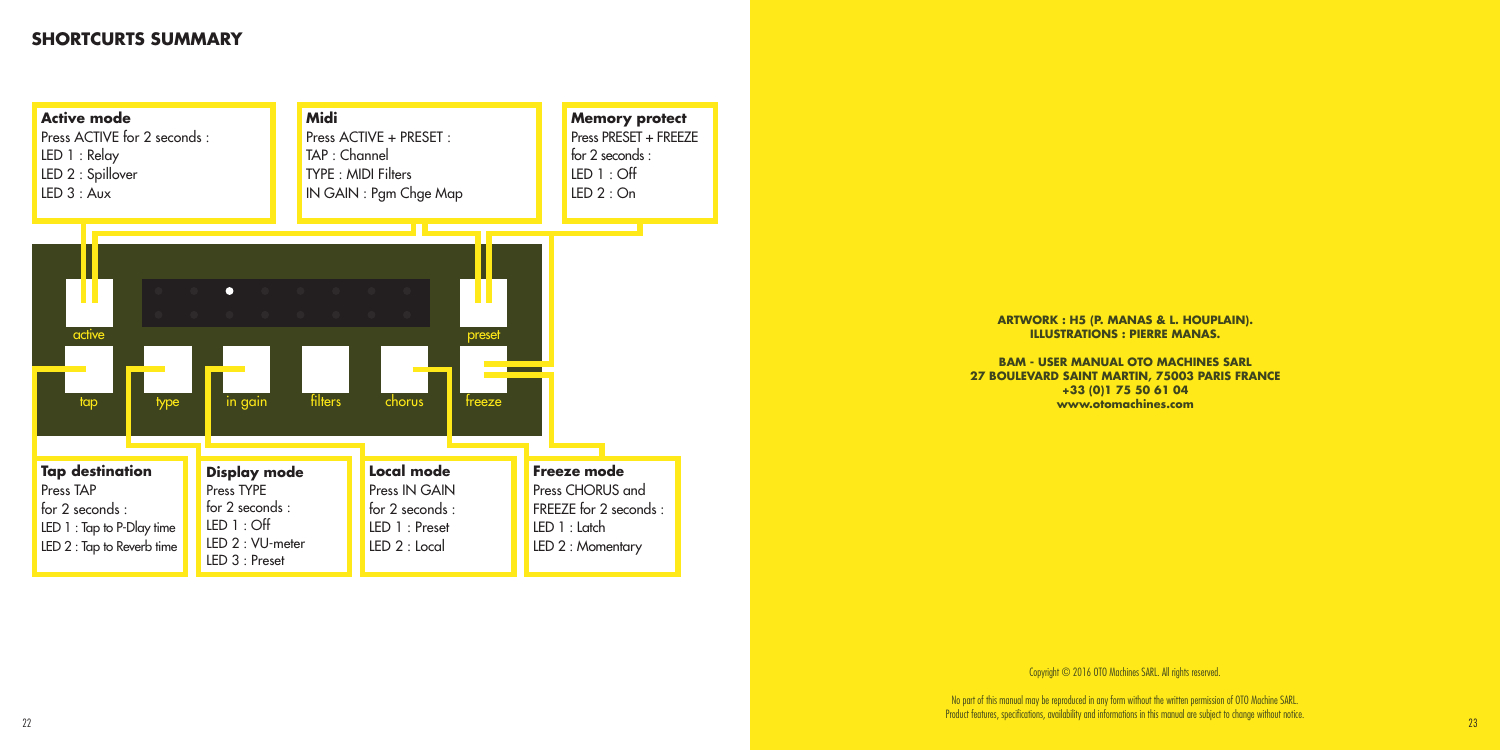## SHORTCURTS SUMMARY

**Active mode**
Press ACTIVE for 2 seconds :
LED 1 : Relay
LED 2 : Spillover
LED 3 : Aux

**Midi**
Press ACTIVE + PRESET :
TAP : Channel
TYPE : MIDI Filters
IN GAIN : Pgm Chge Map

**Memory protect**
Press PRESET + FREEZE for 2 seconds :
LED 1 : Off
LED 2 : On

active

preset

tap

type

in gain

filters

chorus

freeze

**Tap destination**
Press TAP for 2 seconds :
LED 1 : Tap to P-Dlay time
LED 2 : Tap to Reverb time

**Display mode**
Press TYPE for 2 seconds :
LED 1 : Off
LED 2 : VU-meter
LED 3 : Preset

**Local mode**
Press IN GAIN for 2 seconds :
LED 1 : Preset
LED 2 : Local

**Freeze mode**
Press CHORUS and FREEZE for 2 seconds :
LED 1 : Latch
LED 2 : Momentary

**ARTWORK : H5 (P. MANAS & L. HOUPLAIN).**
**ILLUSTRATIONS : PIERRE MANAS.**

**BAM - USER MANUAL OTO MACHINES SARL**
**27 BOULEVARD SAINT MARTIN, 75003 PARIS FRANCE**
**+33 (0)1 75 50 61 04**
**www.otomachines.com**

Copyright © 2016 OTO Machines SARL. All rights reserved.

No part of this manual may be reproduced in any form without the written permission of OTO Machine SARL.
Product features, specifications, availability and informations in this manual are subject to change without notice.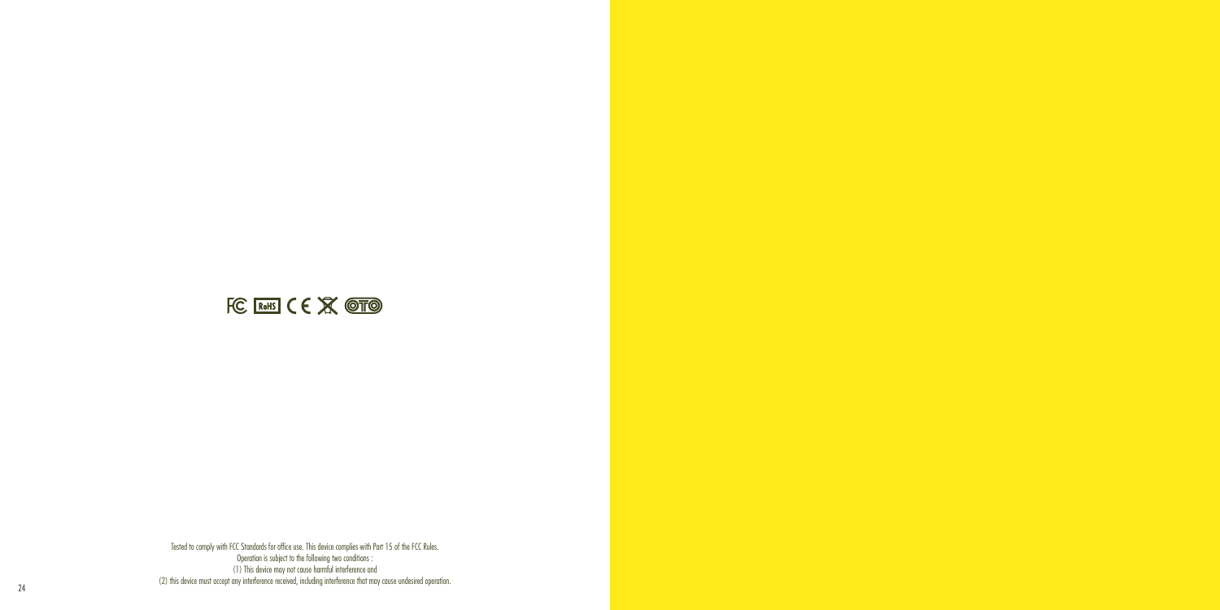Tested to comply with FCC Standards for office use. This device complies with Part 15 of the FCC Rules.
Operation is subject to the following two conditions :
(1) This device may not cause harmful interference and
(2) this device must accept any interference received, including interference that may cause undesired operation.